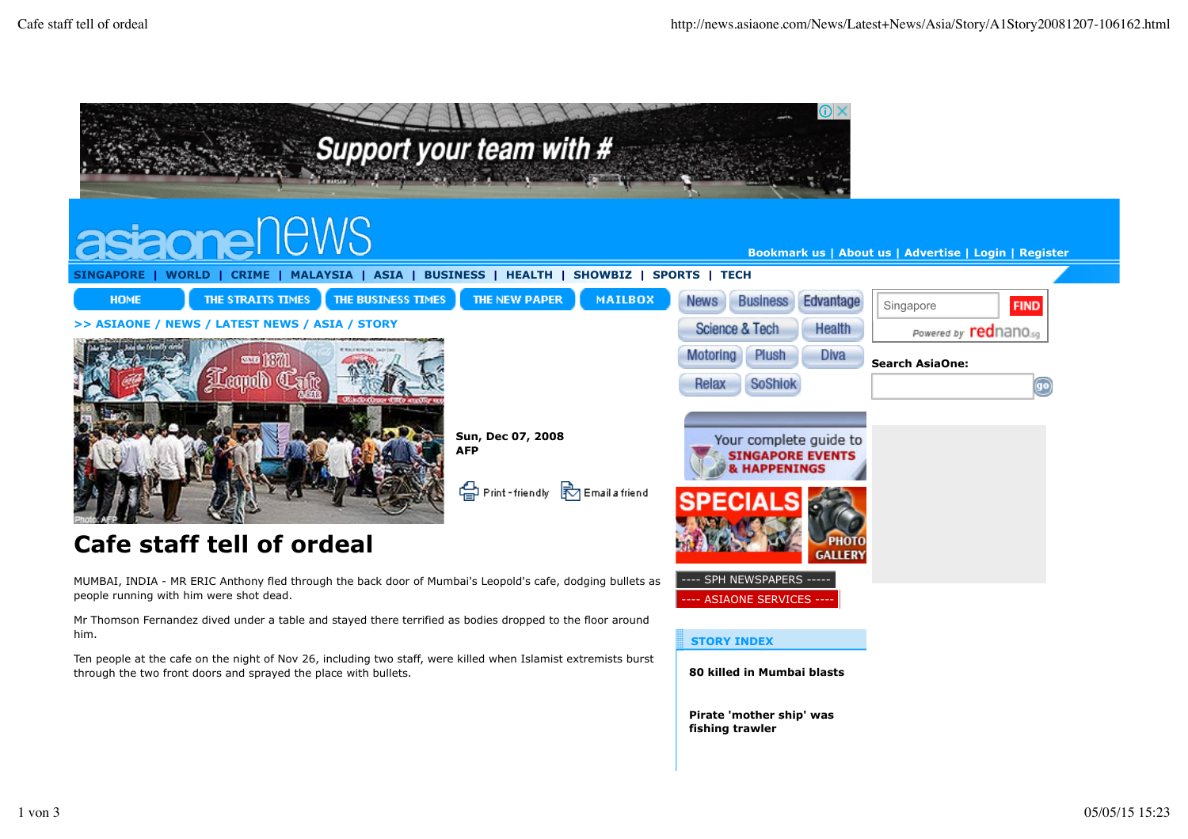# Cafe staff tell of ordeal

Sun, Dec 07, 2008
AFP

MUMBAI, INDIA - MR ERIC Anthony fled through the back door of Mumbai's Leopold's cafe, dodging bullets as people running with him were shot dead.

Mr Thomson Fernandez dived under a table and stayed there terrified as bodies dropped to the floor around him.

Ten people at the cafe on the night of Nov 26, including two staff, were killed when Islamist extremists burst through the two front doors and sprayed the place with bullets.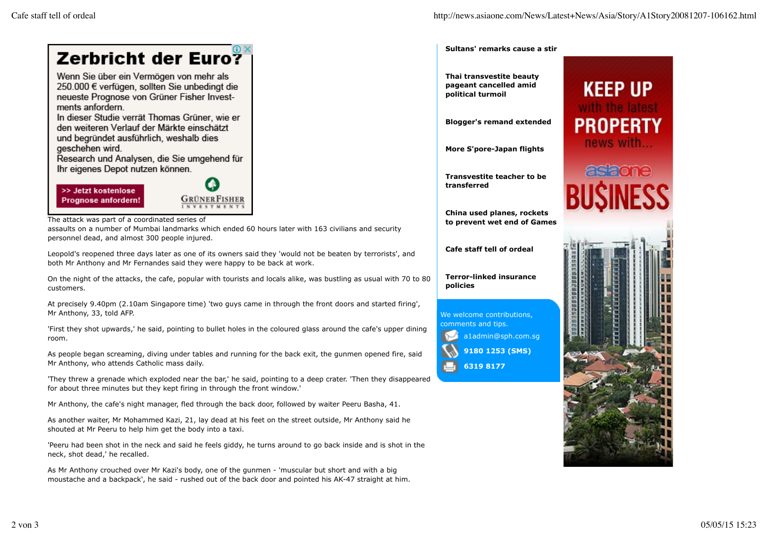The attack was part of a coordinated series of assaults on a number of Mumbai landmarks which ended 60 hours later with 163 civilians and security personnel dead, and almost 300 people injured.

Leopold's reopened three days later as one of its owners said they 'would not be beaten by terrorists', and both Mr Anthony and Mr Fernandes said they were happy to be back at work.

On the night of the attacks, the cafe, popular with tourists and locals alike, was bustling as usual with 70 to 80 customers.

At precisely 9.40pm (2.10am Singapore time) 'two guys came in through the front doors and started firing', Mr Anthony, 33, told AFP.

'First they shot upwards,' he said, pointing to bullet holes in the coloured glass around the cafe's upper dining room.

As people began screaming, diving under tables and running for the back exit, the gunmen opened fire, said Mr Anthony, who attends Catholic mass daily.

'They threw a grenade which exploded near the bar,' he said, pointing to a deep crater. 'Then they disappeared for about three minutes but they kept firing in through the front window.'

Mr Anthony, the cafe's night manager, fled through the back door, followed by waiter Peeru Basha, 41.

As another waiter, Mr Mohammed Kazi, 21, lay dead at his feet on the street outside, Mr Anthony said he shouted at Mr Peeru to help him get the body into a taxi.

'Peeru had been shot in the neck and said he feels giddy, he turns around to go back inside and is shot in the neck, shot dead,' he recalled.

As Mr Anthony crouched over Mr Kazi's body, one of the gunmen - 'muscular but short and with a big moustache and a backpack', he said - rushed out of the back door and pointed his AK-47 straight at him.

**Sultans' remarks cause a stir**

**Thai transvestite beauty pageant cancelled amid political turmoil**

**Blogger's remand extended**

**More S'pore-Japan flights**

**Transvestite teacher to be transferred**

**China used planes, rockets to prevent wet end of Games**

**Cafe staff tell of ordeal**

**Terror-linked insurance policies**

We welcome contributions, comments and tips.

a1admin@sph.com.sg

**9180 1253 (SMS)**

**6319 8177**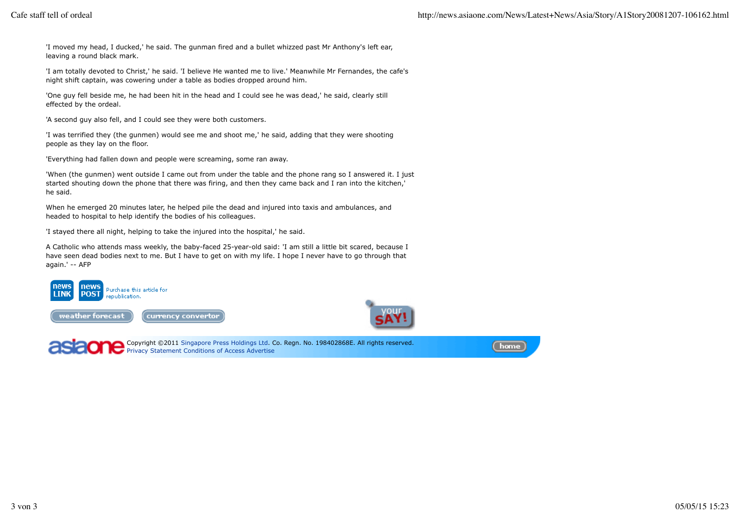'I moved my head, I ducked,' he said. The gunman fired and a bullet whizzed past Mr Anthony's left ear, leaving a round black mark.

'I am totally devoted to Christ,' he said. 'I believe He wanted me to live.' Meanwhile Mr Fernandes, the cafe's night shift captain, was cowering under a table as bodies dropped around him.

'One guy fell beside me, he had been hit in the head and I could see he was dead,' he said, clearly still effected by the ordeal.

'A second guy also fell, and I could see they were both customers.

'I was terrified they (the gunmen) would see me and shoot me,' he said, adding that they were shooting people as they lay on the floor.

'Everything had fallen down and people were screaming, some ran away.

'When (the gunmen) went outside I came out from under the table and the phone rang so I answered it. I just started shouting down the phone that there was firing, and then they came back and I ran into the kitchen,' he said.

When he emerged 20 minutes later, he helped pile the dead and injured into taxis and ambulances, and headed to hospital to help identify the bodies of his colleagues.

'I stayed there all night, helping to take the injured into the hospital,' he said.

A Catholic who attends mass weekly, the baby-faced 25-year-old said: 'I am still a little bit scared, because I have seen dead bodies next to me. But I have to get on with my life. I hope I never have to go through that again.' -- AFP

news LINK news POST Purchase this article for republication.

weather forecast currency convertor

your SAY!

Copyright ©2011 Singapore Press Holdings Ltd. Co. Regn. No. 198402868E. All rights reserved.
Privacy Statement Conditions of Access Advertise

home